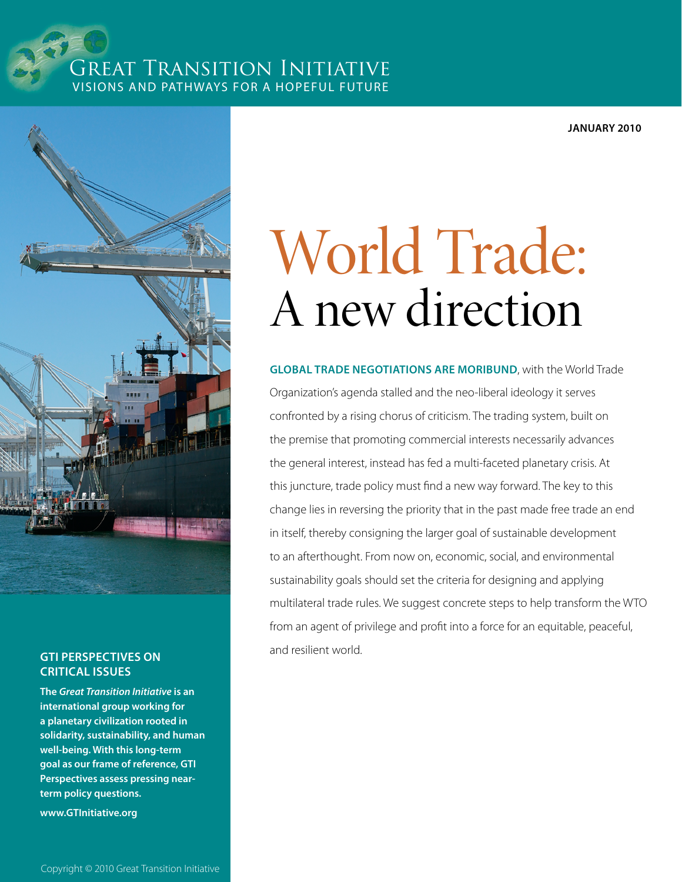# Great Transition Initiative

VISIONS AND PATHWAYS FOR A HOPEFUL FUTURE

**JANUARY 2010**

# World Trade: A new direction

**GLOBAL TRADE NEGOTIATIONS ARE MORIBUND**, with the World Trade Organization's agenda stalled and the neo-liberal ideology it serves confronted by a rising chorus of criticism. The trading system, built on the premise that promoting commercial interests necessarily advances the general interest, instead has fed a multi-faceted planetary crisis. At this juncture, trade policy must find a new way forward. The key to this change lies in reversing the priority that in the past made free trade an end in itself, thereby consigning the larger goal of sustainable development to an afterthought. From now on, economic, social, and environmental sustainability goals should set the criteria for designing and applying multilateral trade rules. We suggest concrete steps to help transform the WTO from an agent of privilege and profit into a force for an equitable, peaceful, and resilient world.

## GTI PERSPECTIVES ON CRITICAL ISSUES

**The *Great Transition Initiative* is an international group working for a planetary civilization rooted in solidarity, sustainability, and human well-being. With this long-term goal as our frame of reference, GTI Perspectives assess pressing near-term policy questions.**

**www.GTInitiative.org**

Copyright © 2010 Great Transition Initiative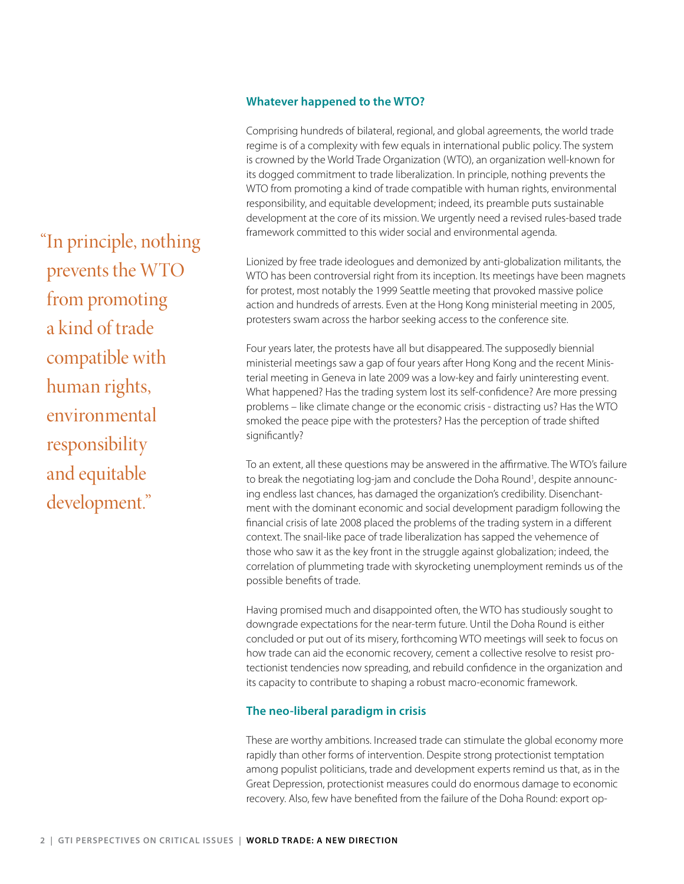> "In principle, nothing prevents the WTO from promoting a kind of trade compatible with human rights, environmental responsibility and equitable development."

## Whatever happened to the WTO?

Comprising hundreds of bilateral, regional, and global agreements, the world trade regime is of a complexity with few equals in international public policy. The system is crowned by the World Trade Organization (WTO), an organization well-known for its dogged commitment to trade liberalization. In principle, nothing prevents the WTO from promoting a kind of trade compatible with human rights, environmental responsibility, and equitable development; indeed, its preamble puts sustainable development at the core of its mission. We urgently need a revised rules-based trade framework committed to this wider social and environmental agenda.

Lionized by free trade ideologues and demonized by anti-globalization militants, the WTO has been controversial right from its inception. Its meetings have been magnets for protest, most notably the 1999 Seattle meeting that provoked massive police action and hundreds of arrests. Even at the Hong Kong ministerial meeting in 2005, protesters swam across the harbor seeking access to the conference site.

Four years later, the protests have all but disappeared. The supposedly biennial ministerial meetings saw a gap of four years after Hong Kong and the recent Ministerial meeting in Geneva in late 2009 was a low-key and fairly uninteresting event. What happened? Has the trading system lost its self-confidence? Are more pressing problems – like climate change or the economic crisis - distracting us? Has the WTO smoked the peace pipe with the protesters? Has the perception of trade shifted significantly?

To an extent, all these questions may be answered in the affirmative. The WTO's failure to break the negotiating log-jam and conclude the Doha Round[1], despite announcing endless last chances, has damaged the organization's credibility. Disenchantment with the dominant economic and social development paradigm following the financial crisis of late 2008 placed the problems of the trading system in a different context. The snail-like pace of trade liberalization has sapped the vehemence of those who saw it as the key front in the struggle against globalization; indeed, the correlation of plummeting trade with skyrocketing unemployment reminds us of the possible benefits of trade.

Having promised much and disappointed often, the WTO has studiously sought to downgrade expectations for the near-term future. Until the Doha Round is either concluded or put out of its misery, forthcoming WTO meetings will seek to focus on how trade can aid the economic recovery, cement a collective resolve to resist protectionist tendencies now spreading, and rebuild confidence in the organization and its capacity to contribute to shaping a robust macro-economic framework.

## The neo-liberal paradigm in crisis

These are worthy ambitions. Increased trade can stimulate the global economy more rapidly than other forms of intervention. Despite strong protectionist temptation among populist politicians, trade and development experts remind us that, as in the Great Depression, protectionist measures could do enormous damage to economic recovery. Also, few have benefited from the failure of the Doha Round: export op-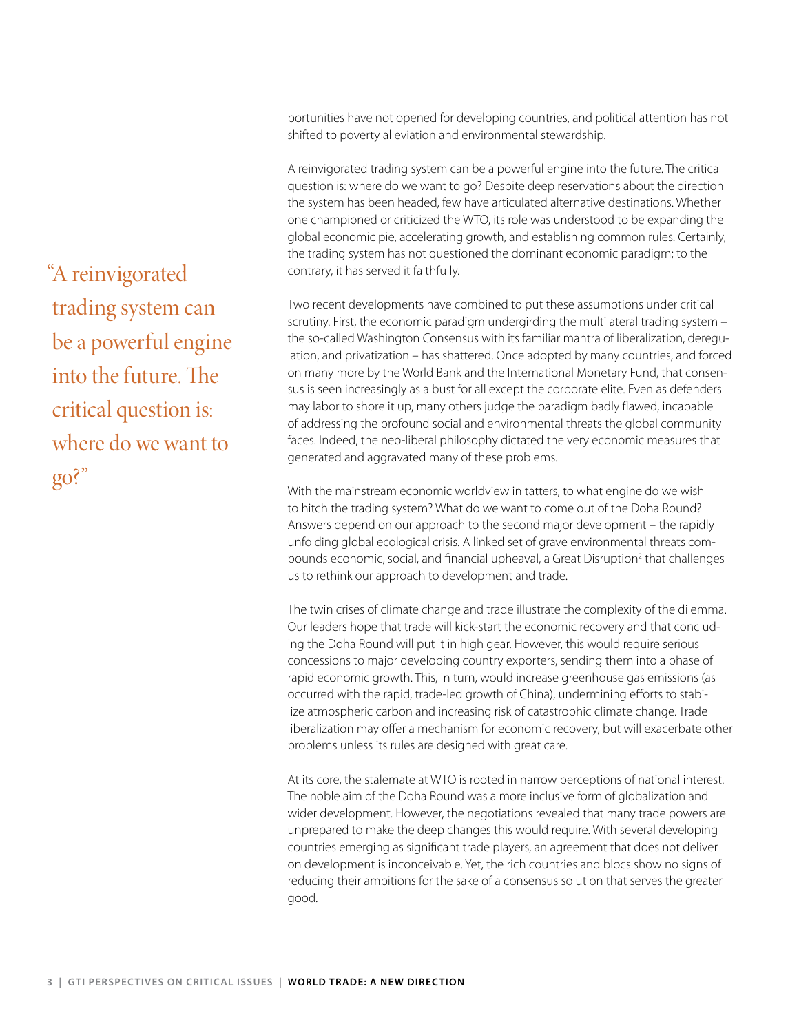portunities have not opened for developing countries, and political attention has not shifted to poverty alleviation and environmental stewardship.

A reinvigorated trading system can be a powerful engine into the future. The critical question is: where do we want to go? Despite deep reservations about the direction the system has been headed, few have articulated alternative destinations. Whether one championed or criticized the WTO, its role was understood to be expanding the global economic pie, accelerating growth, and establishing common rules. Certainly, the trading system has not questioned the dominant economic paradigm; to the contrary, it has served it faithfully.

> "A reinvigorated trading system can be a powerful engine into the future. The critical question is: where do we want to go?"

Two recent developments have combined to put these assumptions under critical scrutiny. First, the economic paradigm undergirding the multilateral trading system – the so-called Washington Consensus with its familiar mantra of liberalization, deregulation, and privatization – has shattered. Once adopted by many countries, and forced on many more by the World Bank and the International Monetary Fund, that consensus is seen increasingly as a bust for all except the corporate elite. Even as defenders may labor to shore it up, many others judge the paradigm badly flawed, incapable of addressing the profound social and environmental threats the global community faces. Indeed, the neo-liberal philosophy dictated the very economic measures that generated and aggravated many of these problems.

With the mainstream economic worldview in tatters, to what engine do we wish to hitch the trading system? What do we want to come out of the Doha Round? Answers depend on our approach to the second major development – the rapidly unfolding global ecological crisis. A linked set of grave environmental threats compounds economic, social, and financial upheaval, a Great Disruption[2] that challenges us to rethink our approach to development and trade.

The twin crises of climate change and trade illustrate the complexity of the dilemma. Our leaders hope that trade will kick-start the economic recovery and that concluding the Doha Round will put it in high gear. However, this would require serious concessions to major developing country exporters, sending them into a phase of rapid economic growth. This, in turn, would increase greenhouse gas emissions (as occurred with the rapid, trade-led growth of China), undermining efforts to stabilize atmospheric carbon and increasing risk of catastrophic climate change. Trade liberalization may offer a mechanism for economic recovery, but will exacerbate other problems unless its rules are designed with great care.

At its core, the stalemate at WTO is rooted in narrow perceptions of national interest. The noble aim of the Doha Round was a more inclusive form of globalization and wider development. However, the negotiations revealed that many trade powers are unprepared to make the deep changes this would require. With several developing countries emerging as significant trade players, an agreement that does not deliver on development is inconceivable. Yet, the rich countries and blocs show no signs of reducing their ambitions for the sake of a consensus solution that serves the greater good.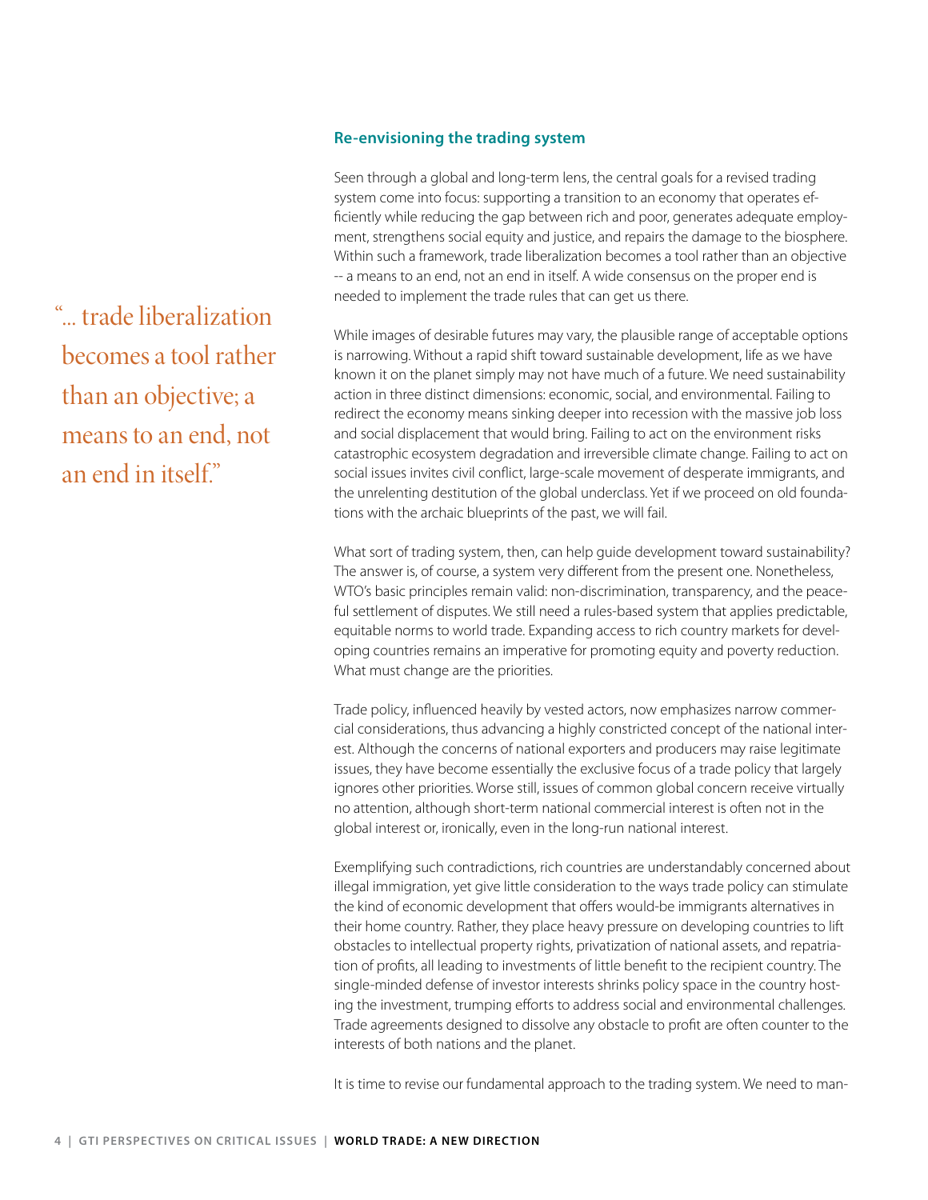> "... trade liberalization becomes a tool rather than an objective; a means to an end, not an end in itself."

### Re-envisioning the trading system

Seen through a global and long-term lens, the central goals for a revised trading system come into focus: supporting a transition to an economy that operates efficiently while reducing the gap between rich and poor, generates adequate employment, strengthens social equity and justice, and repairs the damage to the biosphere. Within such a framework, trade liberalization becomes a tool rather than an objective -- a means to an end, not an end in itself. A wide consensus on the proper end is needed to implement the trade rules that can get us there.

While images of desirable futures may vary, the plausible range of acceptable options is narrowing. Without a rapid shift toward sustainable development, life as we have known it on the planet simply may not have much of a future. We need sustainability action in three distinct dimensions: economic, social, and environmental. Failing to redirect the economy means sinking deeper into recession with the massive job loss and social displacement that would bring. Failing to act on the environment risks catastrophic ecosystem degradation and irreversible climate change. Failing to act on social issues invites civil conflict, large-scale movement of desperate immigrants, and the unrelenting destitution of the global underclass. Yet if we proceed on old foundations with the archaic blueprints of the past, we will fail.

What sort of trading system, then, can help guide development toward sustainability? The answer is, of course, a system very different from the present one. Nonetheless, WTO's basic principles remain valid: non-discrimination, transparency, and the peaceful settlement of disputes. We still need a rules-based system that applies predictable, equitable norms to world trade. Expanding access to rich country markets for developing countries remains an imperative for promoting equity and poverty reduction. What must change are the priorities.

Trade policy, influenced heavily by vested actors, now emphasizes narrow commercial considerations, thus advancing a highly constricted concept of the national interest. Although the concerns of national exporters and producers may raise legitimate issues, they have become essentially the exclusive focus of a trade policy that largely ignores other priorities. Worse still, issues of common global concern receive virtually no attention, although short-term national commercial interest is often not in the global interest or, ironically, even in the long-run national interest.

Exemplifying such contradictions, rich countries are understandably concerned about illegal immigration, yet give little consideration to the ways trade policy can stimulate the kind of economic development that offers would-be immigrants alternatives in their home country. Rather, they place heavy pressure on developing countries to lift obstacles to intellectual property rights, privatization of national assets, and repatriation of profits, all leading to investments of little benefit to the recipient country. The single-minded defense of investor interests shrinks policy space in the country hosting the investment, trumping efforts to address social and environmental challenges. Trade agreements designed to dissolve any obstacle to profit are often counter to the interests of both nations and the planet.

It is time to revise our fundamental approach to the trading system. We need to man-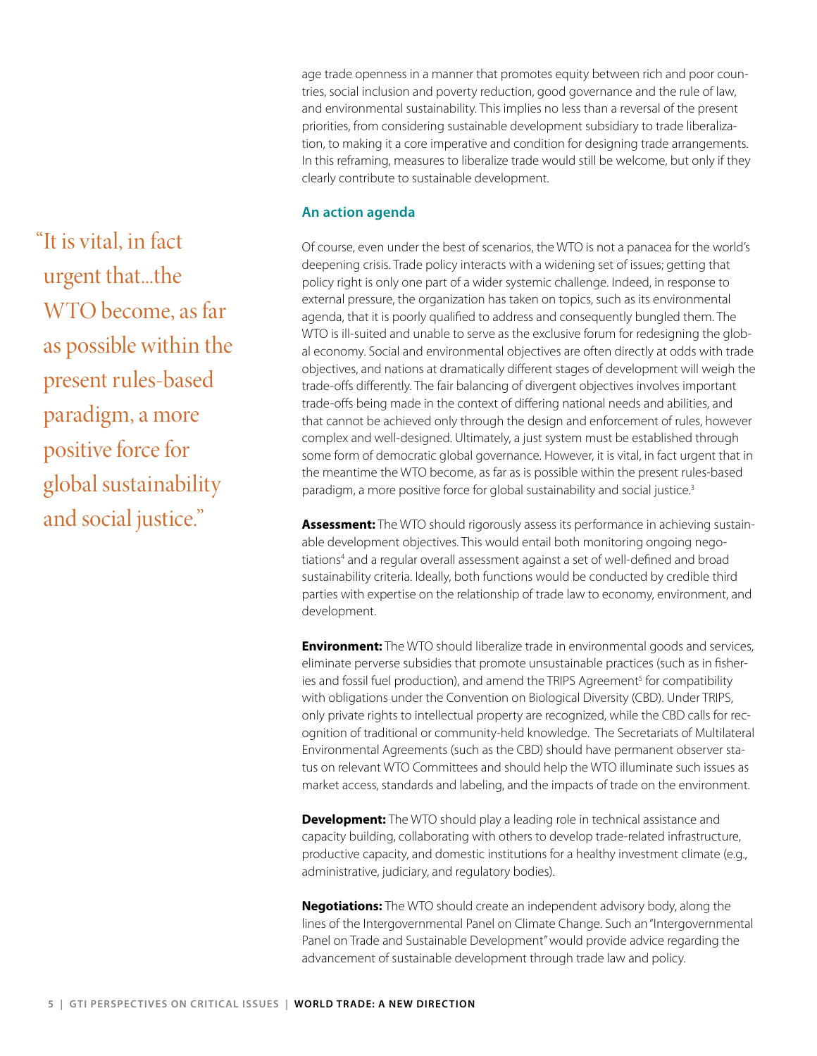age trade openness in a manner that promotes equity between rich and poor countries, social inclusion and poverty reduction, good governance and the rule of law, and environmental sustainability. This implies no less than a reversal of the present priorities, from considering sustainable development subsidiary to trade liberalization, to making it a core imperative and condition for designing trade arrangements. In this reframing, measures to liberalize trade would still be welcome, but only if they clearly contribute to sustainable development.

> "It is vital, in fact urgent that...the WTO become, as far as possible within the present rules-based paradigm, a more positive force for global sustainability and social justice."

### An action agenda

Of course, even under the best of scenarios, the WTO is not a panacea for the world's deepening crisis. Trade policy interacts with a widening set of issues; getting that policy right is only one part of a wider systemic challenge. Indeed, in response to external pressure, the organization has taken on topics, such as its environmental agenda, that it is poorly qualified to address and consequently bungled them. The WTO is ill-suited and unable to serve as the exclusive forum for redesigning the global economy. Social and environmental objectives are often directly at odds with trade objectives, and nations at dramatically different stages of development will weigh the trade-offs differently. The fair balancing of divergent objectives involves important trade-offs being made in the context of differing national needs and abilities, and that cannot be achieved only through the design and enforcement of rules, however complex and well-designed. Ultimately, a just system must be established through some form of democratic global governance. However, it is vital, in fact urgent that in the meantime the WTO become, as far as is possible within the present rules-based paradigm, a more positive force for global sustainability and social justice.[3]

**Assessment:** The WTO should rigorously assess its performance in achieving sustainable development objectives. This would entail both monitoring ongoing negotiations[4] and a regular overall assessment against a set of well-defined and broad sustainability criteria. Ideally, both functions would be conducted by credible third parties with expertise on the relationship of trade law to economy, environment, and development.

**Environment:** The WTO should liberalize trade in environmental goods and services, eliminate perverse subsidies that promote unsustainable practices (such as in fisheries and fossil fuel production), and amend the TRIPS Agreement[5] for compatibility with obligations under the Convention on Biological Diversity (CBD). Under TRIPS, only private rights to intellectual property are recognized, while the CBD calls for recognition of traditional or community-held knowledge. The Secretariats of Multilateral Environmental Agreements (such as the CBD) should have permanent observer status on relevant WTO Committees and should help the WTO illuminate such issues as market access, standards and labeling, and the impacts of trade on the environment.

**Development:** The WTO should play a leading role in technical assistance and capacity building, collaborating with others to develop trade-related infrastructure, productive capacity, and domestic institutions for a healthy investment climate (e.g., administrative, judiciary, and regulatory bodies).

**Negotiations:** The WTO should create an independent advisory body, along the lines of the Intergovernmental Panel on Climate Change. Such an "Intergovernmental Panel on Trade and Sustainable Development" would provide advice regarding the advancement of sustainable development through trade law and policy.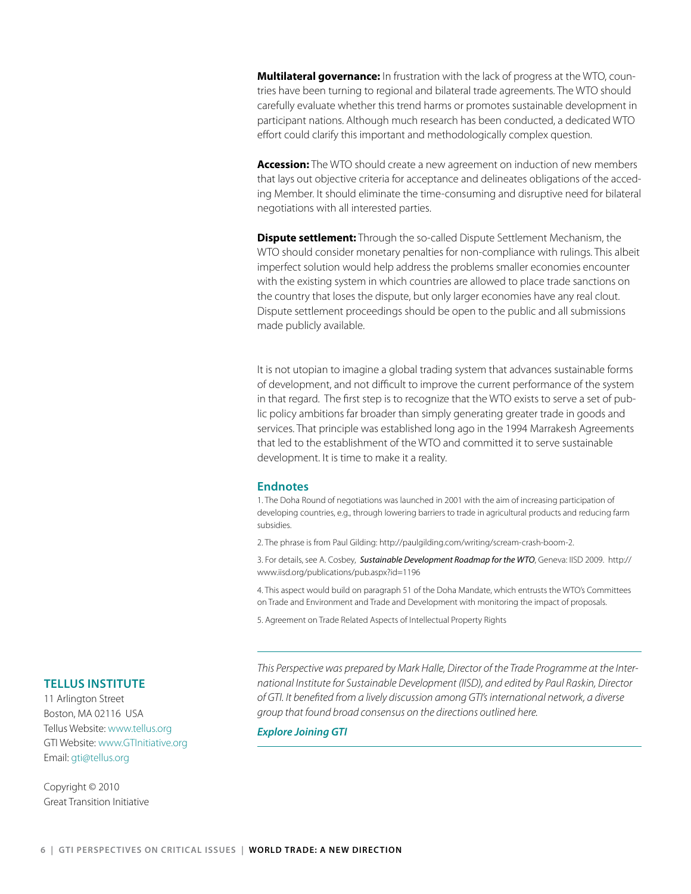**Multilateral governance:** In frustration with the lack of progress at the WTO, countries have been turning to regional and bilateral trade agreements. The WTO should carefully evaluate whether this trend harms or promotes sustainable development in participant nations. Although much research has been conducted, a dedicated WTO effort could clarify this important and methodologically complex question.

**Accession:** The WTO should create a new agreement on induction of new members that lays out objective criteria for acceptance and delineates obligations of the acceding Member. It should eliminate the time-consuming and disruptive need for bilateral negotiations with all interested parties.

**Dispute settlement:** Through the so-called Dispute Settlement Mechanism, the WTO should consider monetary penalties for non-compliance with rulings. This albeit imperfect solution would help address the problems smaller economies encounter with the existing system in which countries are allowed to place trade sanctions on the country that loses the dispute, but only larger economies have any real clout. Dispute settlement proceedings should be open to the public and all submissions made publicly available.

It is not utopian to imagine a global trading system that advances sustainable forms of development, and not difficult to improve the current performance of the system in that regard. The first step is to recognize that the WTO exists to serve a set of public policy ambitions far broader than simply generating greater trade in goods and services. That principle was established long ago in the 1994 Marrakesh Agreements that led to the establishment of the WTO and committed it to serve sustainable development. It is time to make it a reality.

## Endnotes

1. The Doha Round of negotiations was launched in 2001 with the aim of increasing participation of developing countries, e.g., through lowering barriers to trade in agricultural products and reducing farm subsidies.

2. The phrase is from Paul Gilding: http://paulgilding.com/writing/scream-crash-boom-2.

3. For details, see A. Cosbey, ***Sustainable Development Roadmap for the WTO***, Geneva: IISD 2009. http://www.iisd.org/publications/pub.aspx?id=1196

4. This aspect would build on paragraph 51 of the Doha Mandate, which entrusts the WTO's Committees on Trade and Environment and Trade and Development with monitoring the impact of proposals.

5. Agreement on Trade Related Aspects of Intellectual Property Rights

---

*This Perspective was prepared by Mark Halle, Director of the Trade Programme at the International Institute for Sustainable Development (IISD), and edited by Paul Raskin, Director of GTI. It benefited from a lively discussion among GTI's international network, a diverse group that found broad consensus on the directions outlined here.*

***Explore Joining GTI***

---

**TELLUS INSTITUTE**

11 Arlington Street
Boston, MA 02116 USA
Tellus Website: www.tellus.org
GTI Website: www.GTInitiative.org
Email: gti@tellus.org

Copyright © 2010
Great Transition Initiative